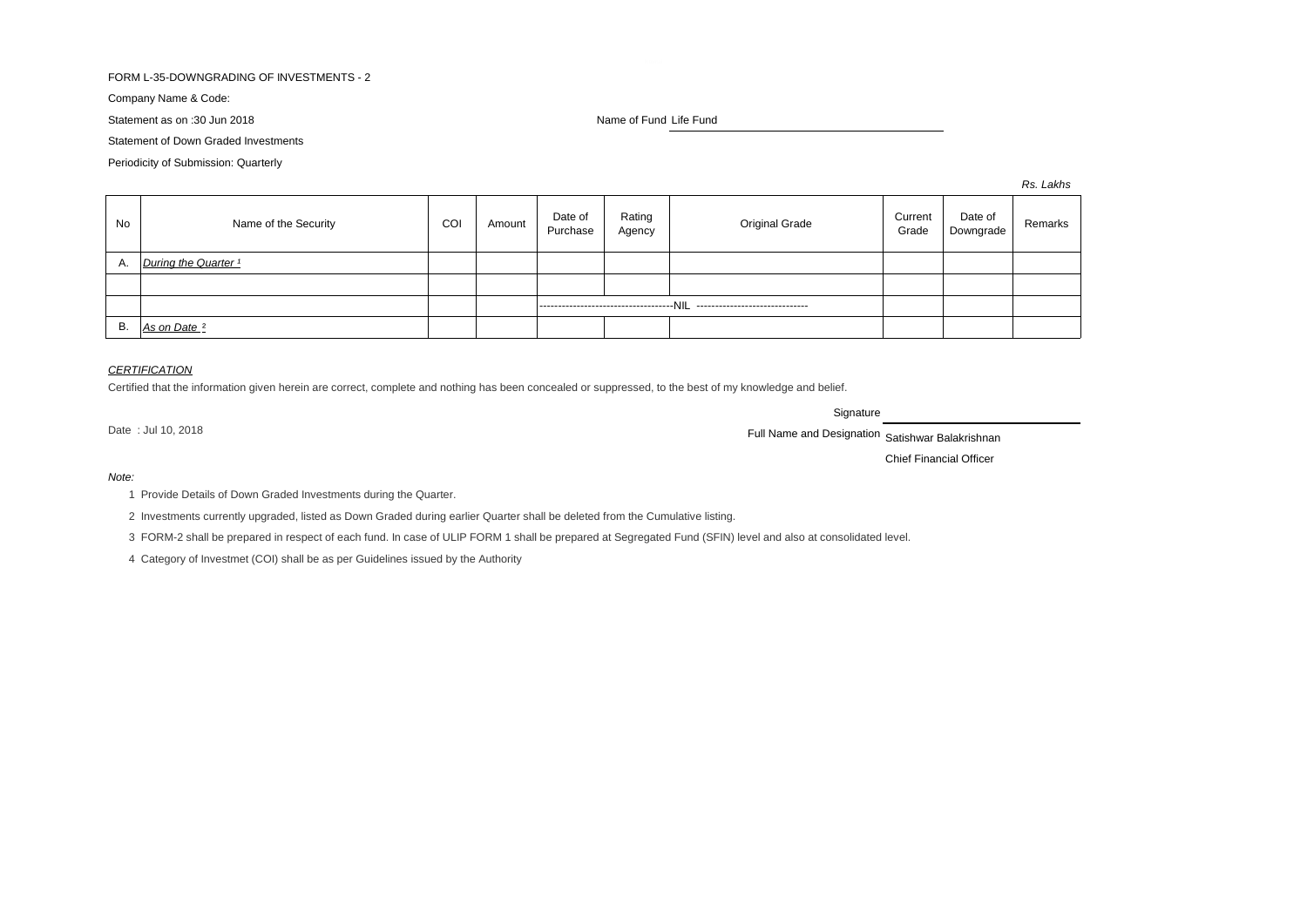FORM L-35-DOWNGRADING OF INVESTMENTS - 2

Company Name & Code:

Statement as on :30 Jun 2018

Name of Fund Life Fund

Statement of Down Graded Investments

Periodicity of Submission: Quarterly

*Rs. Lakhs*

| No | Name of the Security | COI | Amount | Date of Purchase | Rating Agency | Original Grade | Current Grade | Date of Downgrade | Remarks |
|---|---|---|---|---|---|---|---|---|---|
| A. | *During the Quarter* [1] | | | | | | | | |
| | | | | | | | | | |
| | | | | ------------------------------------NIL ------------------------------ | | | | | |
| B. | *As on Date* [2] | | | | | | | | |

*CERTIFICATION*

Certified that the information given herein are correct, complete and nothing has been concealed or suppressed, to the best of my knowledge and belief.

Signature

Date : Jul 10, 2018

Full Name and Designation Satishwar Balakrishnan

Chief Financial Officer

*Note:*

1 Provide Details of Down Graded Investments during the Quarter.

2 Investments currently upgraded, listed as Down Graded during earlier Quarter shall be deleted from the Cumulative listing.

3 FORM-2 shall be prepared in respect of each fund. In case of ULIP FORM 1 shall be prepared at Segregated Fund (SFIN) level and also at consolidated level.

4 Category of Investmet (COI) shall be as per Guidelines issued by the Authority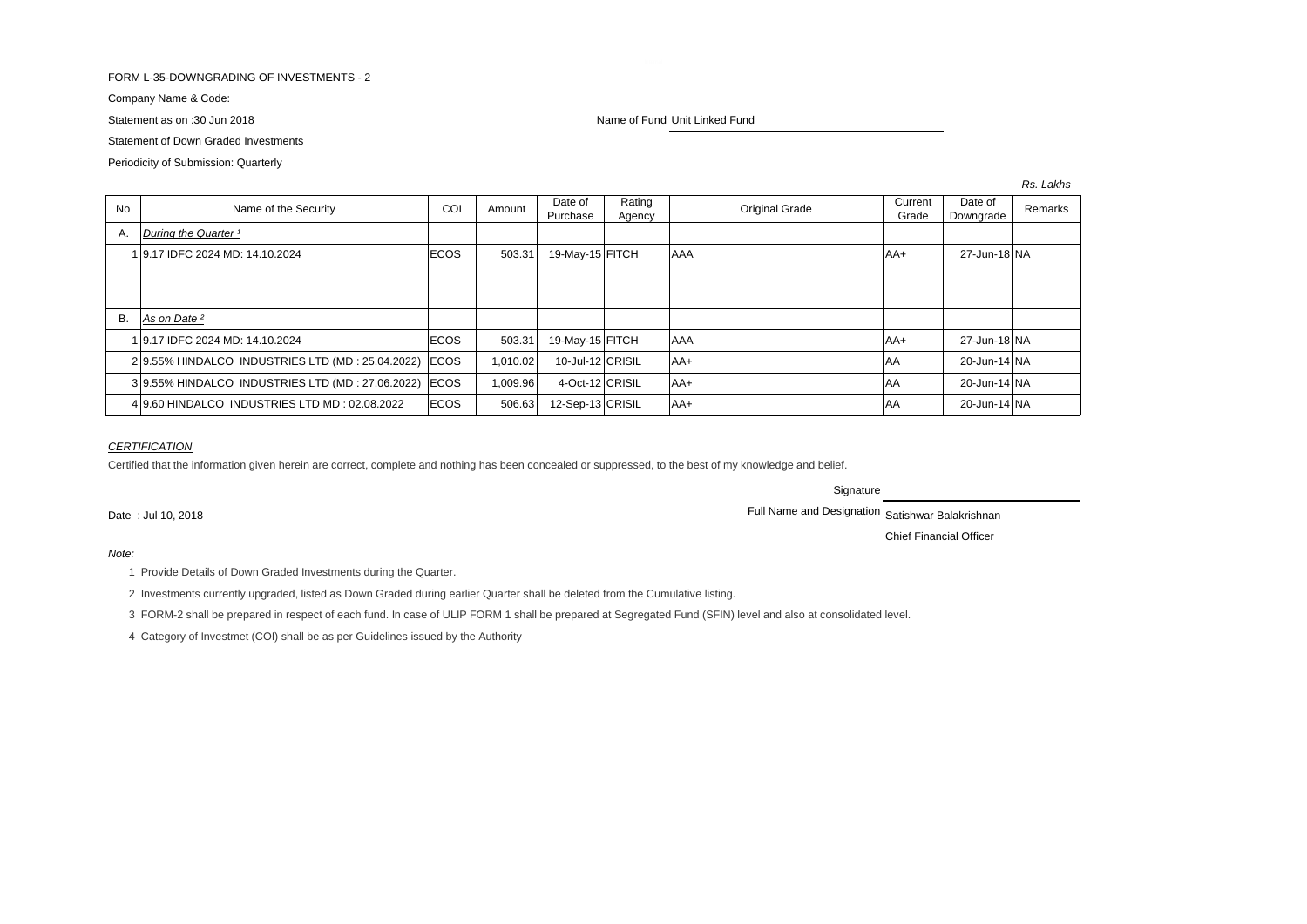FORM L-35-DOWNGRADING OF INVESTMENTS - 2

Company Name & Code:

Statement as on :30 Jun 2018

Name of Fund Unit Linked Fund

Statement of Down Graded Investments

Periodicity of Submission: Quarterly

*Rs. Lakhs*

| No | Name of the Security | COI | Amount | Date of Purchase | Rating Agency | Original Grade | Current Grade | Date of Downgrade | Remarks |
|---|---|---|---|---|---|---|---|---|---|
| A. | *During the Quarter [1]* | | | | | | | | |
| 1 | 9.17 IDFC 2024 MD: 14.10.2024 | ECOS | 503.31 | 19-May-15 | FITCH | AAA | AA+ | 27-Jun-18 | NA |
| | | | | | | | | | |
| | | | | | | | | | |
| B. | *As on Date [2]* | | | | | | | | |
| 1 | 9.17 IDFC 2024 MD: 14.10.2024 | ECOS | 503.31 | 19-May-15 | FITCH | AAA | AA+ | 27-Jun-18 | NA |
| 2 | 9.55% HINDALCO INDUSTRIES LTD (MD : 25.04.2022) | ECOS | 1,010.02 | 10-Jul-12 | CRISIL | AA+ | AA | 20-Jun-14 | NA |
| 3 | 9.55% HINDALCO INDUSTRIES LTD (MD : 27.06.2022) | ECOS | 1,009.96 | 4-Oct-12 | CRISIL | AA+ | AA | 20-Jun-14 | NA |
| 4 | 9.60 HINDALCO INDUSTRIES LTD MD : 02.08.2022 | ECOS | 506.63 | 12-Sep-13 | CRISIL | AA+ | AA | 20-Jun-14 | NA |

*CERTIFICATION*

Certified that the information given herein are correct, complete and nothing has been concealed or suppressed, to the best of my knowledge and belief.

Signature

Date : Jul 10, 2018

Full Name and Designation Satishwar Balakrishnan

Chief Financial Officer

*Note:*

1 Provide Details of Down Graded Investments during the Quarter.

2 Investments currently upgraded, listed as Down Graded during earlier Quarter shall be deleted from the Cumulative listing.

3 FORM-2 shall be prepared in respect of each fund. In case of ULIP FORM 1 shall be prepared at Segregated Fund (SFIN) level and also at consolidated level.

4 Category of Investmet (COI) shall be as per Guidelines issued by the Authority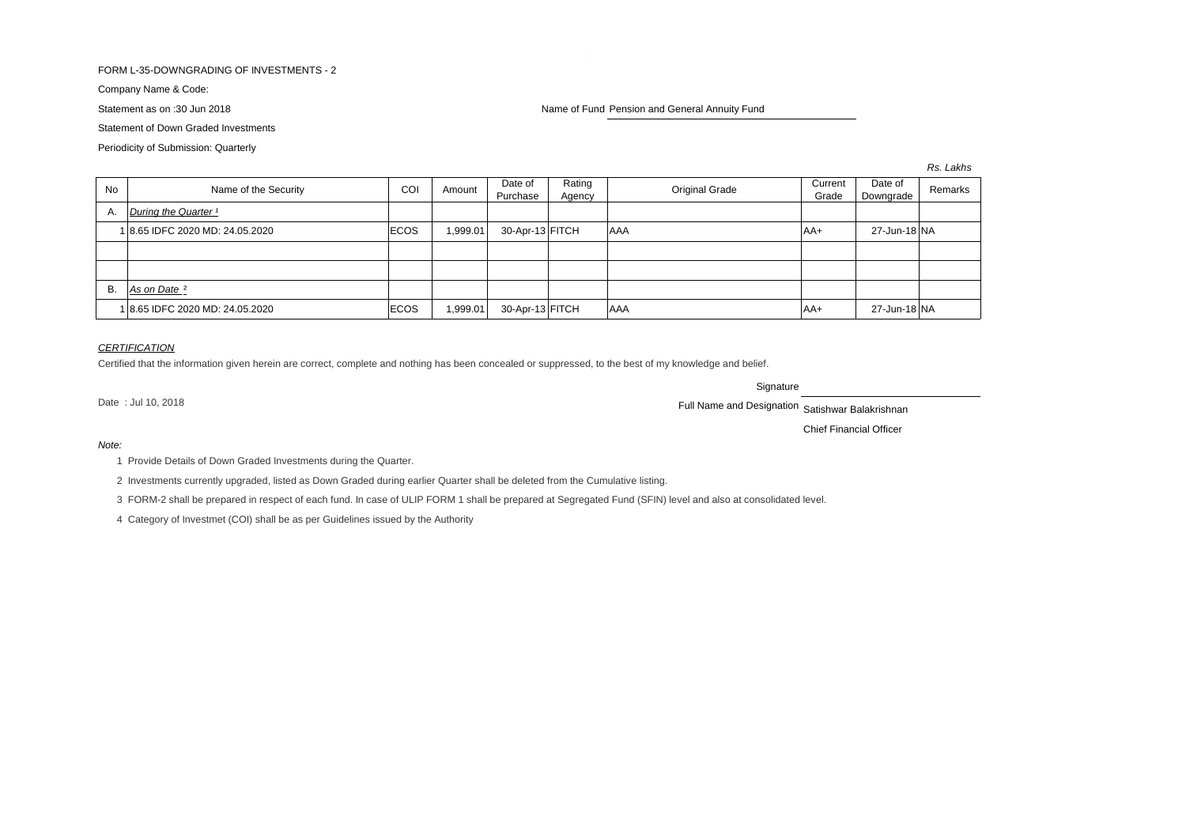FORM L-35-DOWNGRADING OF INVESTMENTS - 2

Company Name & Code:

Statement as on :30 Jun 2018

Name of Fund Pension and General Annuity Fund

Statement of Down Graded Investments

Periodicity of Submission: Quarterly

*Rs. Lakhs*

| No | Name of the Security | COI | Amount | Date of Purchase | Rating Agency | Original Grade | Current Grade | Date of Downgrade | Remarks |
|---|---|---|---|---|---|---|---|---|---|
| A. | *During the Quarter* [1] | | | | | | | | |
| 1 | 8.65 IDFC 2020 MD: 24.05.2020 | ECOS | 1,999.01 | 30-Apr-13 | FITCH | AAA | AA+ | 27-Jun-18 | NA |
| | | | | | | | | | |
| | | | | | | | | | |
| B. | *As on Date* [2] | | | | | | | | |
| 1 | 8.65 IDFC 2020 MD: 24.05.2020 | ECOS | 1,999.01 | 30-Apr-13 | FITCH | AAA | AA+ | 27-Jun-18 | NA |

*CERTIFICATION*

Certified that the information given herein are correct, complete and nothing has been concealed or suppressed, to the best of my knowledge and belief.

Signature

Date : Jul 10, 2018

Full Name and Designation Satishwar Balakrishnan

Chief Financial Officer

*Note:*

1 Provide Details of Down Graded Investments during the Quarter.

2 Investments currently upgraded, listed as Down Graded during earlier Quarter shall be deleted from the Cumulative listing.

3 FORM-2 shall be prepared in respect of each fund. In case of ULIP FORM 1 shall be prepared at Segregated Fund (SFIN) level and also at consolidated level.

4 Category of Investmet (COI) shall be as per Guidelines issued by the Authority